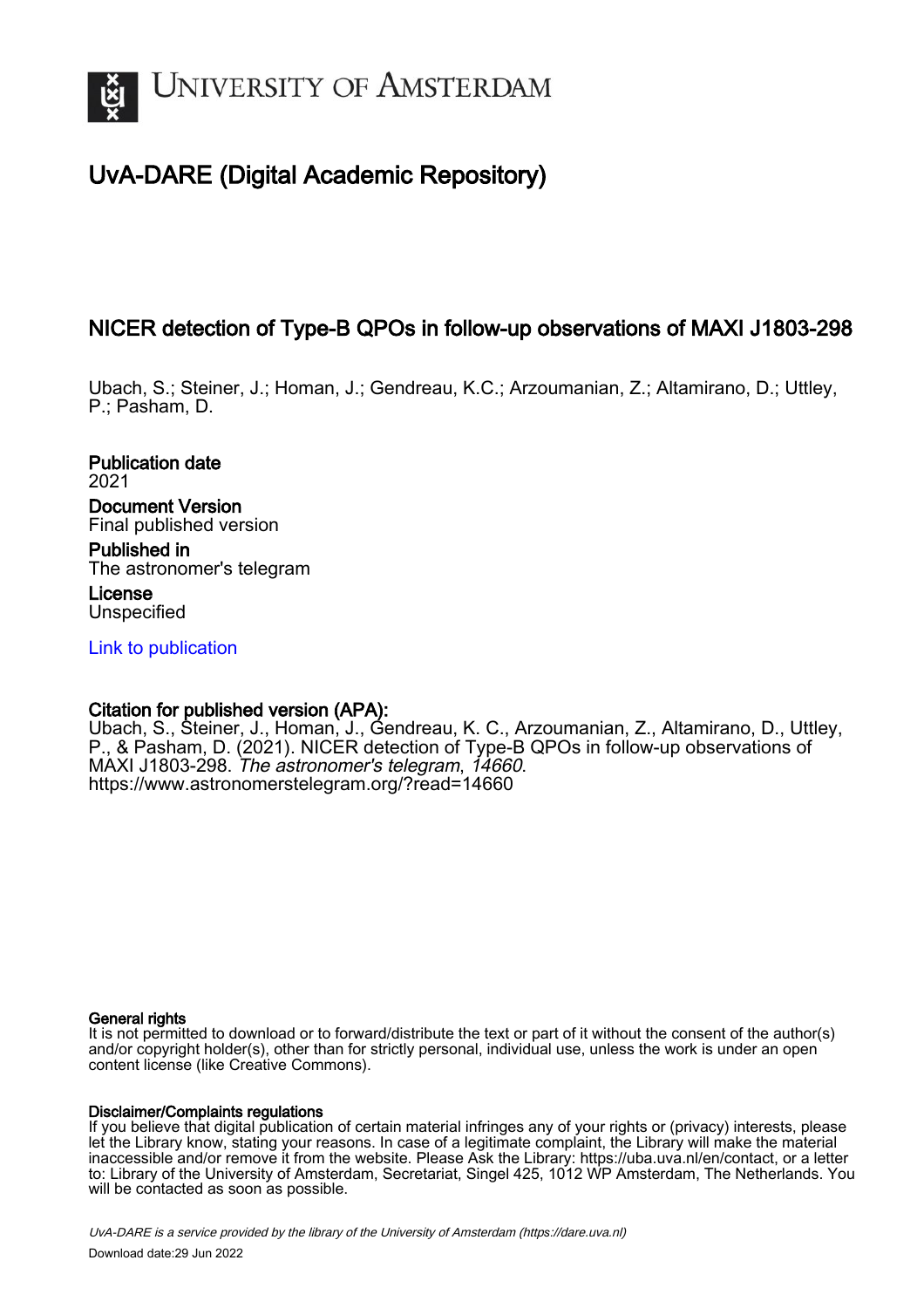# UNIVERSITY OF AMSTERDAM

## UvA-DARE (Digital Academic Repository)

### NICER detection of Type-B QPOs in follow-up observations of MAXI J1803-298

Ubach, S.; Steiner, J.; Homan, J.; Gendreau, K.C.; Arzoumanian, Z.; Altamirano, D.; Uttley, P.; Pasham, D.

**Publication date**
2021

**Document Version**
Final published version

**Published in**
The astronomer's telegram

**License**
Unspecified

[Link to publication](https://dare.uva.nl)

**Citation for published version (APA):**
Ubach, S., Steiner, J., Homan, J., Gendreau, K. C., Arzoumanian, Z., Altamirano, D., Uttley, P., & Pasham, D. (2021). NICER detection of Type-B QPOs in follow-up observations of MAXI J1803-298. *The astronomer's telegram*, *14660*.
https://www.astronomerstelegram.org/?read=14660

**General rights**
It is not permitted to download or to forward/distribute the text or part of it without the consent of the author(s) and/or copyright holder(s), other than for strictly personal, individual use, unless the work is under an open content license (like Creative Commons).

**Disclaimer/Complaints regulations**
If you believe that digital publication of certain material infringes any of your rights or (privacy) interests, please let the Library know, stating your reasons. In case of a legitimate complaint, the Library will make the material inaccessible and/or remove it from the website. Please Ask the Library: https://uba.uva.nl/en/contact, or a letter to: Library of the University of Amsterdam, Secretariat, Singel 425, 1012 WP Amsterdam, The Netherlands. You will be contacted as soon as possible.

*UvA-DARE is a service provided by the library of the University of Amsterdam (https://dare.uva.nl)*
Download date:29 Jun 2022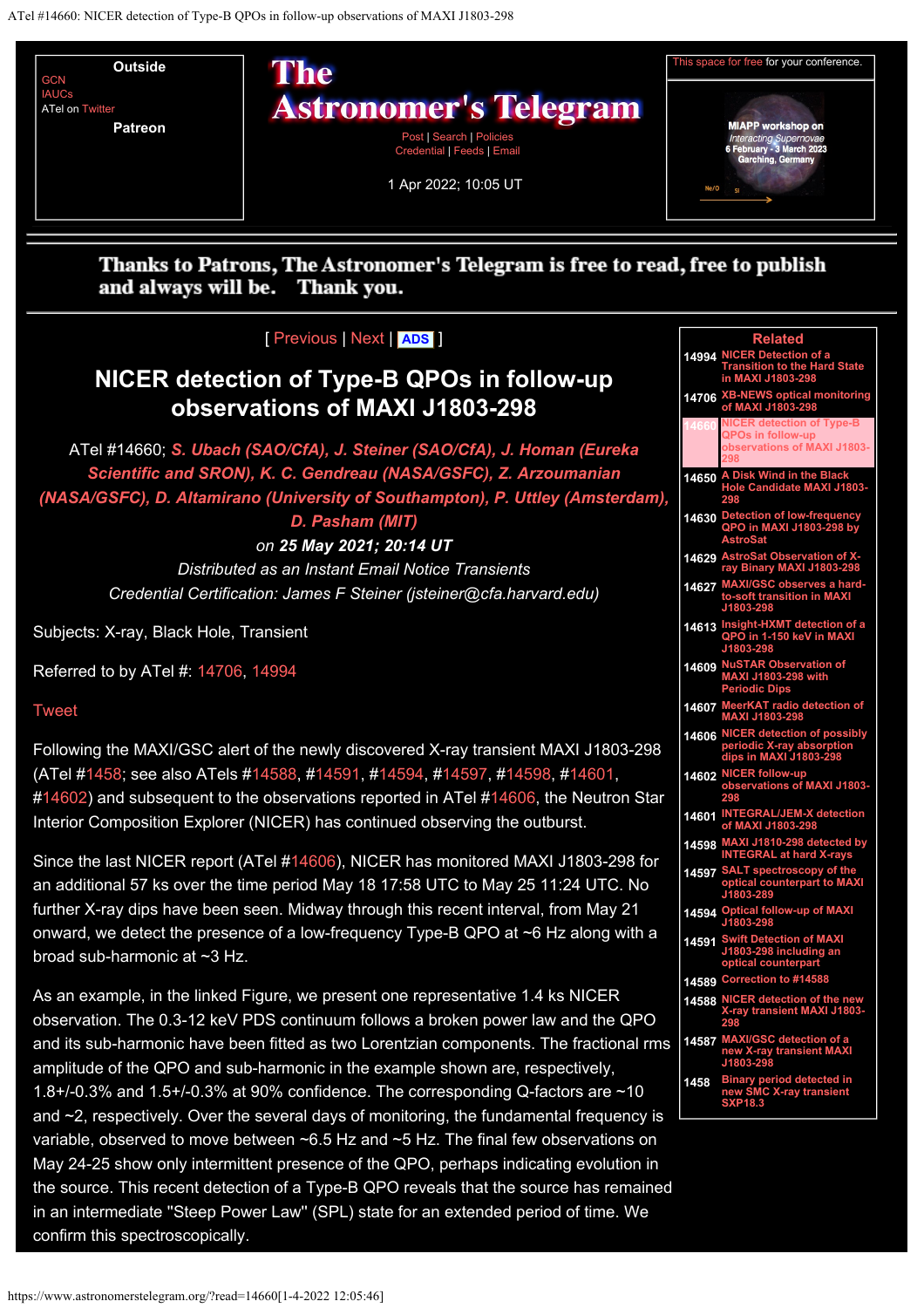Outside

GCN
IAUCs
ATel on Twitter

Patreon

# The Astronomer's Telegram

Post | Search | Policies
Credential | Feeds | Email

1 Apr 2022; 10:05 UT

This space for free for your conference.

Thanks to Patrons, The Astronomer's Telegram is free to read, free to publish and always will be. Thank you.

[ Previous | Next | ADS ]

## NICER detection of Type-B QPOs in follow-up observations of MAXI J1803-298

ATel #14660; ***S. Ubach (SAO/CfA), J. Steiner (SAO/CfA), J. Homan (Eureka Scientific and SRON), K. C. Gendreau (NASA/GSFC), Z. Arzoumanian (NASA/GSFC), D. Altamirano (University of Southampton), P. Uttley (Amsterdam), D. Pasham (MIT)***

*on* ***25 May 2021; 20:14 UT***

*Distributed as an Instant Email Notice Transients*

*Credential Certification: James F Steiner (jsteiner@cfa.harvard.edu)*

Subjects: X-ray, Black Hole, Transient

Referred to by ATel #: 14706, 14994

Tweet

Following the MAXI/GSC alert of the newly discovered X-ray transient MAXI J1803-298 (ATel #1458; see also ATels #14588, #14591, #14594, #14597, #14598, #14601, #14602) and subsequent to the observations reported in ATel #14606, the Neutron Star Interior Composition Explorer (NICER) has continued observing the outburst.

Since the last NICER report (ATel #14606), NICER has monitored MAXI J1803-298 for an additional 57 ks over the time period May 18 17:58 UTC to May 25 11:24 UTC. No further X-ray dips have been seen. Midway through this recent interval, from May 21 onward, we detect the presence of a low-frequency Type-B QPO at ~6 Hz along with a broad sub-harmonic at ~3 Hz.

As an example, in the linked Figure, we present one representative 1.4 ks NICER observation. The 0.3-12 keV PDS continuum follows a broken power law and the QPO and its sub-harmonic have been fitted as two Lorentzian components. The fractional rms amplitude of the QPO and sub-harmonic in the example shown are, respectively, 1.8+/-0.3% and 1.5+/-0.3% at 90% confidence. The corresponding Q-factors are ~10 and ~2, respectively. Over the several days of monitoring, the fundamental frequency is variable, observed to move between ~6.5 Hz and ~5 Hz. The final few observations on May 24-25 show only intermittent presence of the QPO, perhaps indicating evolution in the source. This recent detection of a Type-B QPO reveals that the source has remained in an intermediate "Steep Power Law" (SPL) state for an extended period of time. We confirm this spectroscopically.

### Related

- 14994 NICER Detection of a Transition to the Hard State in MAXI J1803-298
- 14706 XB-NEWS optical monitoring of MAXI J1803-298
- 14660 NICER detection of Type-B QPOs in follow-up observations of MAXI J1803-298
- 14650 A Disk Wind in the Black Hole Candidate MAXI J1803-298
- 14630 Detection of low-frequency QPO in MAXI J1803-298 by AstroSat
- 14629 AstroSat Observation of X-ray Binary MAXI J1803-298
- 14627 MAXI/GSC observes a hard-to-soft transition in MAXI J1803-298
- 14613 Insight-HXMT detection of a QPO in 1-150 keV in MAXI J1803-298
- 14609 NuSTAR Observation of MAXI J1803-298 with Periodic Dips
- 14607 MeerKAT radio detection of MAXI J1803-298
- 14606 NICER detection of possibly periodic X-ray absorption dips in MAXI J1803-298
- 14602 NICER follow-up observations of MAXI J1803-298
- 14601 INTEGRAL/JEM-X detection of MAXI J1803-298
- 14598 MAXI J1810-298 detected by INTEGRAL at hard X-rays
- 14597 SALT spectroscopy of the optical counterpart to MAXI J1803-289
- 14594 Optical follow-up of MAXI J1803-298
- 14591 Swift Detection of MAXI J1803-298 including an optical counterpart
- 14589 Correction to #14588
- 14588 NICER detection of the new X-ray transient MAXI J1803-298
- 14587 MAXI/GSC detection of a new X-ray transient MAXI J1803-298
- 1458 Binary period detected in new SMC X-ray transient SXP18.3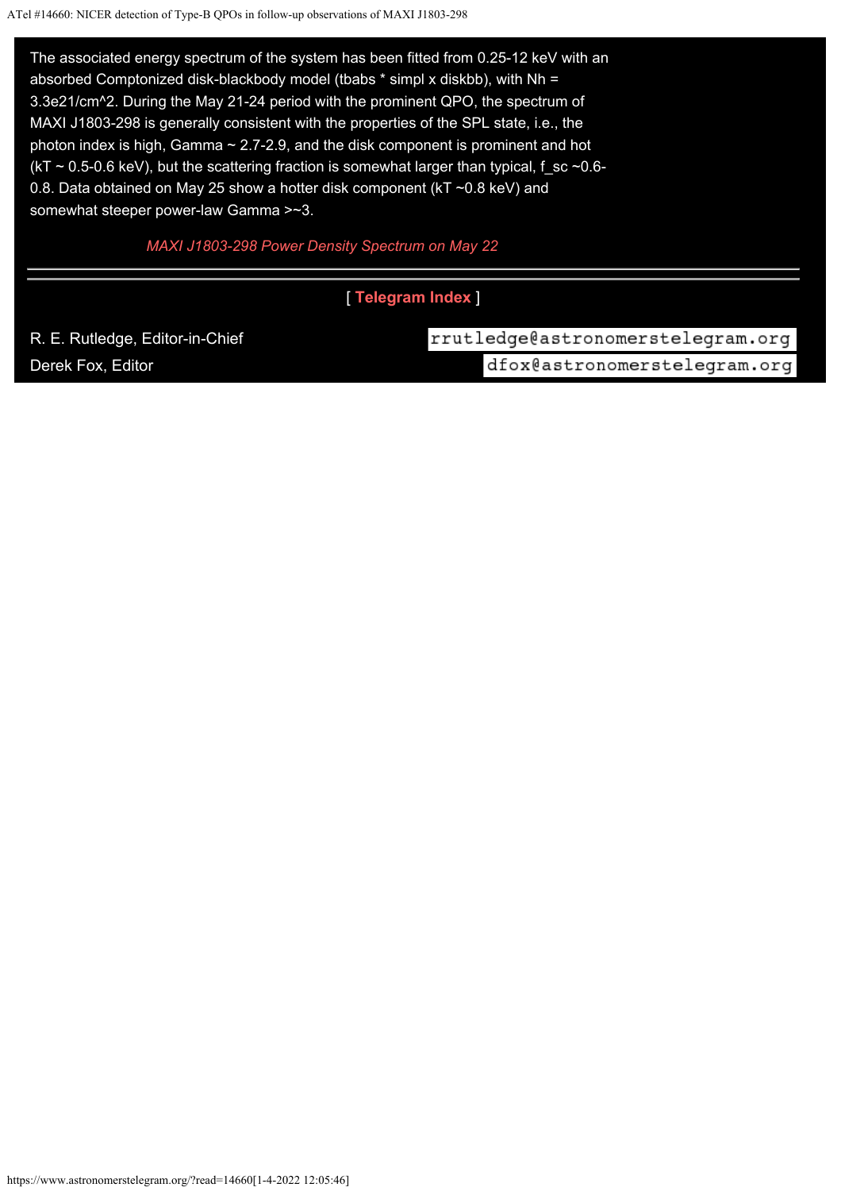The associated energy spectrum of the system has been fitted from 0.25-12 keV with an absorbed Comptonized disk-blackbody model (tbabs * simpl x diskbb), with Nh = 3.3e21/cm^2. During the May 21-24 period with the prominent QPO, the spectrum of MAXI J1803-298 is generally consistent with the properties of the SPL state, i.e., the photon index is high, Gamma ~ 2.7-2.9, and the disk component is prominent and hot (kT ~ 0.5-0.6 keV), but the scattering fraction is somewhat larger than typical, f_sc ~0.6-0.8. Data obtained on May 25 show a hotter disk component (kT ~0.8 keV) and somewhat steeper power-law Gamma >~3.

*MAXI J1803-298 Power Density Spectrum on May 22*

---

[ **Telegram Index** ]

R. E. Rutledge, Editor-in-Chief — rrutledge@astronomerstelegram.org

Derek Fox, Editor — dfox@astronomerstelegram.org